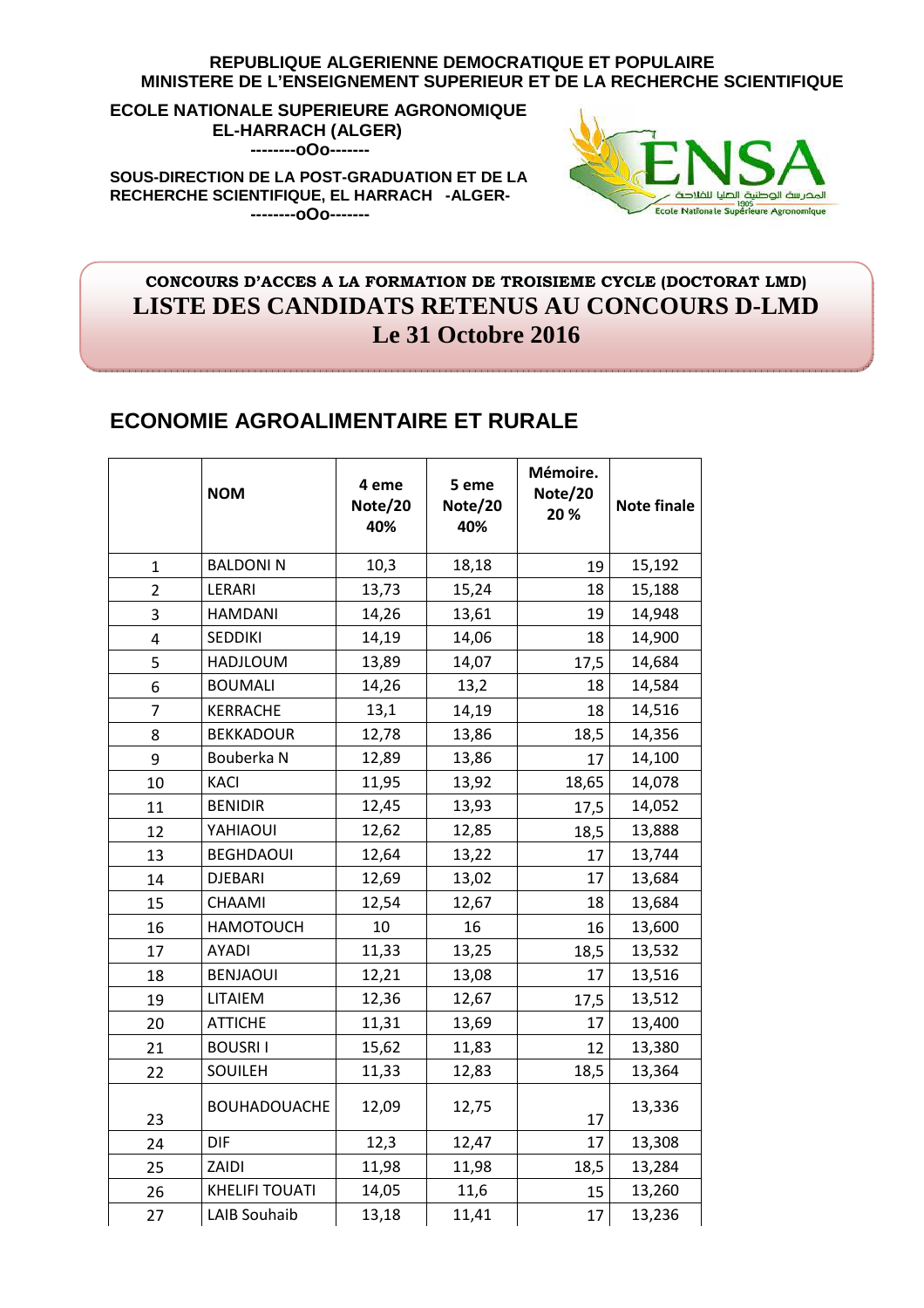**REPUBLIQUE ALGERIENNE DEMOCRATIQUE ET POPULAIRE**
**MINISTERE DE L'ENSEIGNEMENT SUPERIEUR ET DE LA RECHERCHE SCIENTIFIQUE**

**ECOLE NATIONALE SUPERIEURE AGRONOMIQUE**
**EL-HARRACH (ALGER)**
--------oOo-------

**SOUS-DIRECTION DE LA POST-GRADUATION ET DE LA RECHERCHE SCIENTIFIQUE, EL HARRACH -ALGER-**
--------oOo-------

**CONCOURS D'ACCES A LA FORMATION DE TROISIEME CYCLE (DOCTORAT LMD)**

# LISTE DES CANDIDATS RETENUS AU CONCOURS D-LMD

## Le 31 Octobre 2016

## ECONOMIE AGROALIMENTAIRE ET RURALE

| | NOM | 4 eme Note/20 40% | 5 eme Note/20 40% | Mémoire. Note/20 20 % | Note finale |
|---|---|---|---|---|---|
| 1 | BALDONI N | 10,3 | 18,18 | 19 | 15,192 |
| 2 | LERARI | 13,73 | 15,24 | 18 | 15,188 |
| 3 | HAMDANI | 14,26 | 13,61 | 19 | 14,948 |
| 4 | SEDDIKI | 14,19 | 14,06 | 18 | 14,900 |
| 5 | HADJLOUM | 13,89 | 14,07 | 17,5 | 14,684 |
| 6 | BOUMALI | 14,26 | 13,2 | 18 | 14,584 |
| 7 | KERRACHE | 13,1 | 14,19 | 18 | 14,516 |
| 8 | BEKKADOUR | 12,78 | 13,86 | 18,5 | 14,356 |
| 9 | Bouberka N | 12,89 | 13,86 | 17 | 14,100 |
| 10 | KACI | 11,95 | 13,92 | 18,65 | 14,078 |
| 11 | BENIDIR | 12,45 | 13,93 | 17,5 | 14,052 |
| 12 | YAHIAOUI | 12,62 | 12,85 | 18,5 | 13,888 |
| 13 | BEGHDAOUI | 12,64 | 13,22 | 17 | 13,744 |
| 14 | DJEBARI | 12,69 | 13,02 | 17 | 13,684 |
| 15 | CHAAMI | 12,54 | 12,67 | 18 | 13,684 |
| 16 | HAMOTOUCH | 10 | 16 | 16 | 13,600 |
| 17 | AYADI | 11,33 | 13,25 | 18,5 | 13,532 |
| 18 | BENJAOUI | 12,21 | 13,08 | 17 | 13,516 |
| 19 | LITAIEM | 12,36 | 12,67 | 17,5 | 13,512 |
| 20 | ATTICHE | 11,31 | 13,69 | 17 | 13,400 |
| 21 | BOUSRI I | 15,62 | 11,83 | 12 | 13,380 |
| 22 | SOUILEH | 11,33 | 12,83 | 18,5 | 13,364 |
| 23 | BOUHADOUACHE | 12,09 | 12,75 | 17 | 13,336 |
| 24 | DIF | 12,3 | 12,47 | 17 | 13,308 |
| 25 | ZAIDI | 11,98 | 11,98 | 18,5 | 13,284 |
| 26 | KHELIFI TOUATI | 14,05 | 11,6 | 15 | 13,260 |
| 27 | LAIB Souhaib | 13,18 | 11,41 | 17 | 13,236 |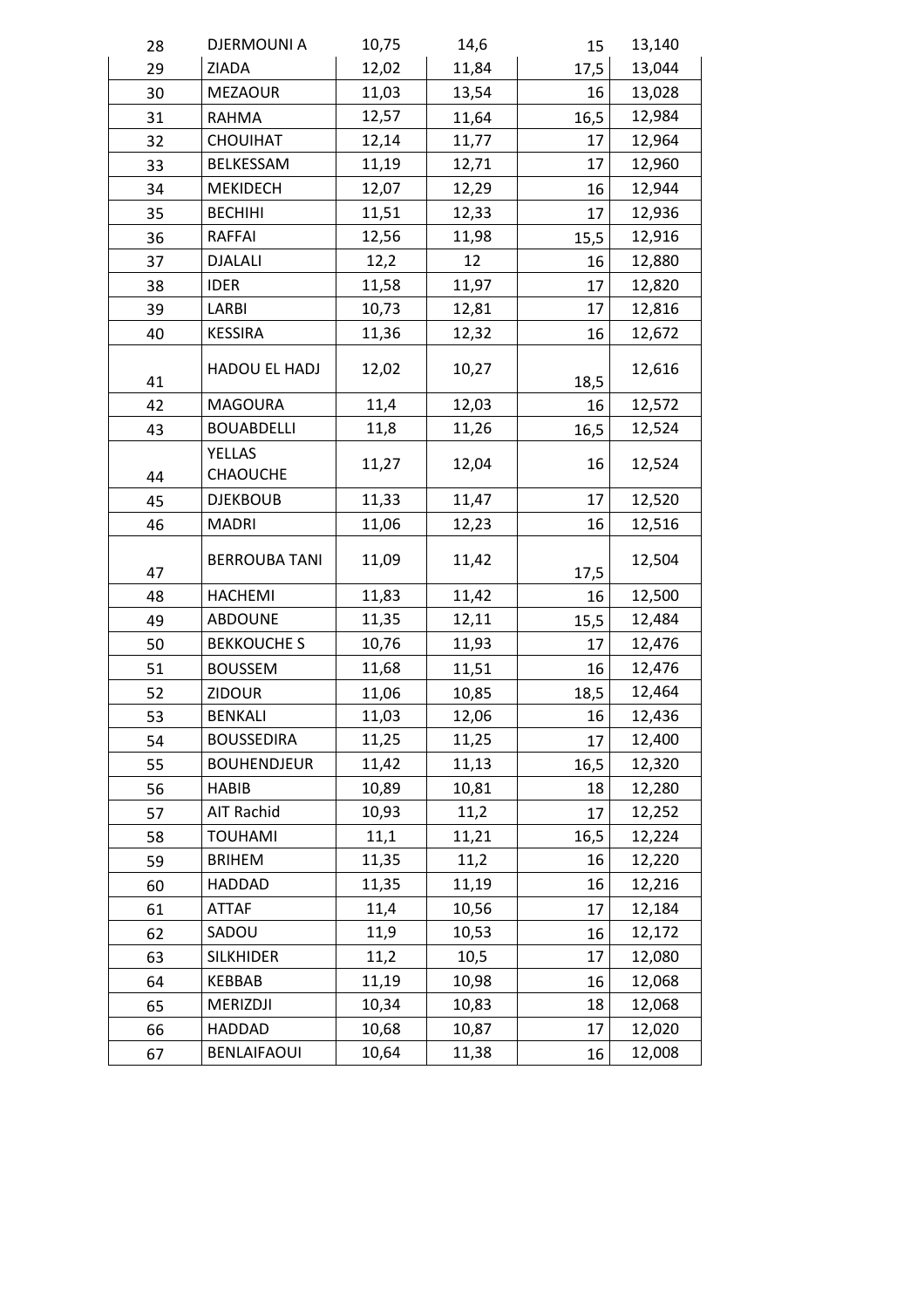| | | | | | |
|---|---|---|---|---|---|
| 28 | DJERMOUNI A | 10,75 | 14,6 | 15 | 13,140 |
| 29 | ZIADA | 12,02 | 11,84 | 17,5 | 13,044 |
| 30 | MEZAOUR | 11,03 | 13,54 | 16 | 13,028 |
| 31 | RAHMA | 12,57 | 11,64 | 16,5 | 12,984 |
| 32 | CHOUIHAT | 12,14 | 11,77 | 17 | 12,964 |
| 33 | BELKESSAM | 11,19 | 12,71 | 17 | 12,960 |
| 34 | MEKIDECH | 12,07 | 12,29 | 16 | 12,944 |
| 35 | BECHIHI | 11,51 | 12,33 | 17 | 12,936 |
| 36 | RAFFAI | 12,56 | 11,98 | 15,5 | 12,916 |
| 37 | DJALALI | 12,2 | 12 | 16 | 12,880 |
| 38 | IDER | 11,58 | 11,97 | 17 | 12,820 |
| 39 | LARBI | 10,73 | 12,81 | 17 | 12,816 |
| 40 | KESSIRA | 11,36 | 12,32 | 16 | 12,672 |
| 41 | HADOU EL HADJ | 12,02 | 10,27 | 18,5 | 12,616 |
| 42 | MAGOURA | 11,4 | 12,03 | 16 | 12,572 |
| 43 | BOUABDELLI | 11,8 | 11,26 | 16,5 | 12,524 |
| 44 | YELLAS CHAOUCHE | 11,27 | 12,04 | 16 | 12,524 |
| 45 | DJEKBOUB | 11,33 | 11,47 | 17 | 12,520 |
| 46 | MADRI | 11,06 | 12,23 | 16 | 12,516 |
| 47 | BERROUBA TANI | 11,09 | 11,42 | 17,5 | 12,504 |
| 48 | HACHEMI | 11,83 | 11,42 | 16 | 12,500 |
| 49 | ABDOUNE | 11,35 | 12,11 | 15,5 | 12,484 |
| 50 | BEKKOUCHE S | 10,76 | 11,93 | 17 | 12,476 |
| 51 | BOUSSEM | 11,68 | 11,51 | 16 | 12,476 |
| 52 | ZIDOUR | 11,06 | 10,85 | 18,5 | 12,464 |
| 53 | BENKALI | 11,03 | 12,06 | 16 | 12,436 |
| 54 | BOUSSEDIRA | 11,25 | 11,25 | 17 | 12,400 |
| 55 | BOUHENDJEUR | 11,42 | 11,13 | 16,5 | 12,320 |
| 56 | HABIB | 10,89 | 10,81 | 18 | 12,280 |
| 57 | AIT Rachid | 10,93 | 11,2 | 17 | 12,252 |
| 58 | TOUHAMI | 11,1 | 11,21 | 16,5 | 12,224 |
| 59 | BRIHEM | 11,35 | 11,2 | 16 | 12,220 |
| 60 | HADDAD | 11,35 | 11,19 | 16 | 12,216 |
| 61 | ATTAF | 11,4 | 10,56 | 17 | 12,184 |
| 62 | SADOU | 11,9 | 10,53 | 16 | 12,172 |
| 63 | SILKHIDER | 11,2 | 10,5 | 17 | 12,080 |
| 64 | KEBBAB | 11,19 | 10,98 | 16 | 12,068 |
| 65 | MERIZDJI | 10,34 | 10,83 | 18 | 12,068 |
| 66 | HADDAD | 10,68 | 10,87 | 17 | 12,020 |
| 67 | BENLAIFAOUI | 10,64 | 11,38 | 16 | 12,008 |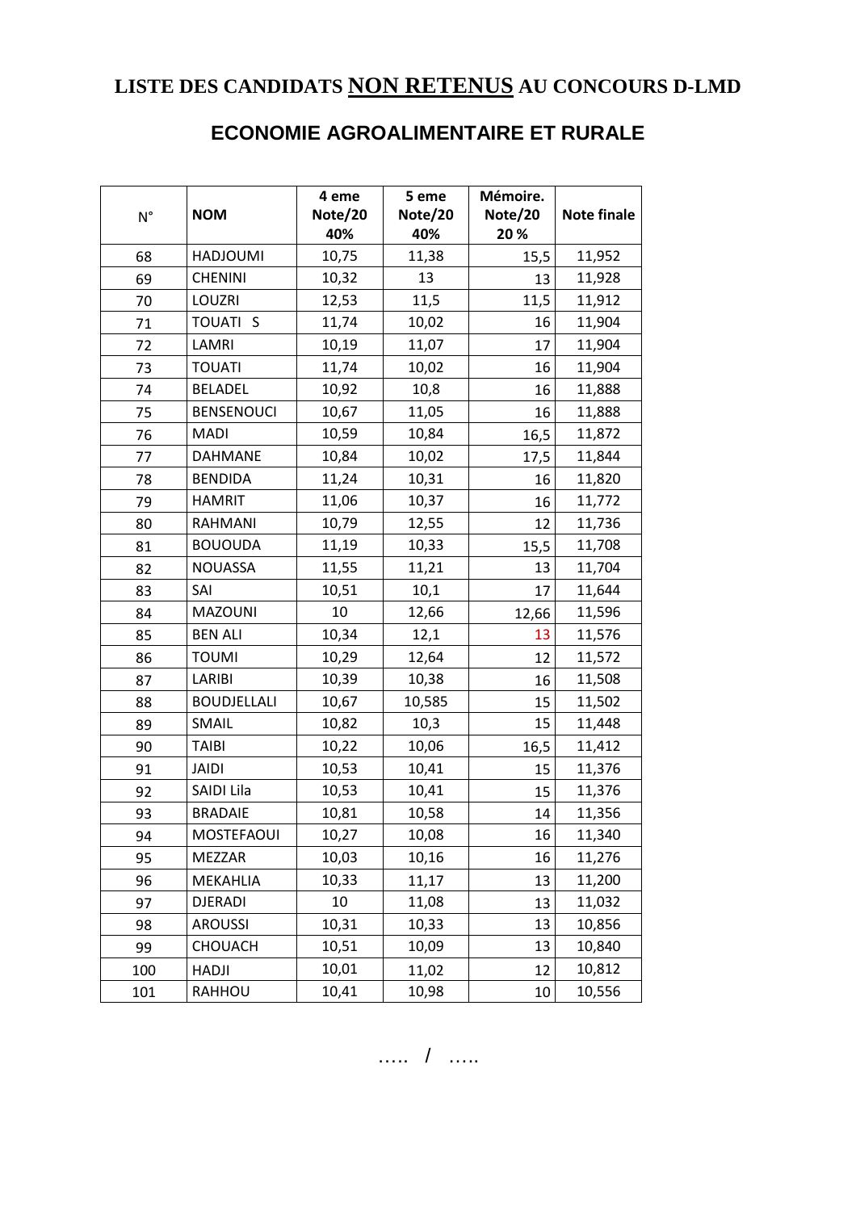# LISTE DES CANDIDATS <u>NON RETENUS</u> AU CONCOURS D-LMD

## ECONOMIE AGROALIMENTAIRE ET RURALE

| N° | NOM | 4 eme Note/20 40% | 5 eme Note/20 40% | Mémoire. Note/20 20 % | Note finale |
|---|---|---|---|---|---|
| 68 | HADJOUMI | 10,75 | 11,38 | 15,5 | 11,952 |
| 69 | CHENINI | 10,32 | 13 | 13 | 11,928 |
| 70 | LOUZRI | 12,53 | 11,5 | 11,5 | 11,912 |
| 71 | TOUATI S | 11,74 | 10,02 | 16 | 11,904 |
| 72 | LAMRI | 10,19 | 11,07 | 17 | 11,904 |
| 73 | TOUATI | 11,74 | 10,02 | 16 | 11,904 |
| 74 | BELADEL | 10,92 | 10,8 | 16 | 11,888 |
| 75 | BENSENOUCI | 10,67 | 11,05 | 16 | 11,888 |
| 76 | MADI | 10,59 | 10,84 | 16,5 | 11,872 |
| 77 | DAHMANE | 10,84 | 10,02 | 17,5 | 11,844 |
| 78 | BENDIDA | 11,24 | 10,31 | 16 | 11,820 |
| 79 | HAMRIT | 11,06 | 10,37 | 16 | 11,772 |
| 80 | RAHMANI | 10,79 | 12,55 | 12 | 11,736 |
| 81 | BOUOUDA | 11,19 | 10,33 | 15,5 | 11,708 |
| 82 | NOUASSA | 11,55 | 11,21 | 13 | 11,704 |
| 83 | SAI | 10,51 | 10,1 | 17 | 11,644 |
| 84 | MAZOUNI | 10 | 12,66 | 12,66 | 11,596 |
| 85 | BEN ALI | 10,34 | 12,1 | 13 | 11,576 |
| 86 | TOUMI | 10,29 | 12,64 | 12 | 11,572 |
| 87 | LARIBI | 10,39 | 10,38 | 16 | 11,508 |
| 88 | BOUDJELLALI | 10,67 | 10,585 | 15 | 11,502 |
| 89 | SMAIL | 10,82 | 10,3 | 15 | 11,448 |
| 90 | TAIBI | 10,22 | 10,06 | 16,5 | 11,412 |
| 91 | JAIDI | 10,53 | 10,41 | 15 | 11,376 |
| 92 | SAIDI Lila | 10,53 | 10,41 | 15 | 11,376 |
| 93 | BRADAIE | 10,81 | 10,58 | 14 | 11,356 |
| 94 | MOSTEFAOUI | 10,27 | 10,08 | 16 | 11,340 |
| 95 | MEZZAR | 10,03 | 10,16 | 16 | 11,276 |
| 96 | MEKAHLIA | 10,33 | 11,17 | 13 | 11,200 |
| 97 | DJERADI | 10 | 11,08 | 13 | 11,032 |
| 98 | AROUSSI | 10,31 | 10,33 | 13 | 10,856 |
| 99 | CHOUACH | 10,51 | 10,09 | 13 | 10,840 |
| 100 | HADJI | 10,01 | 11,02 | 12 | 10,812 |
| 101 | RAHHOU | 10,41 | 10,98 | 10 | 10,556 |

….. / …..